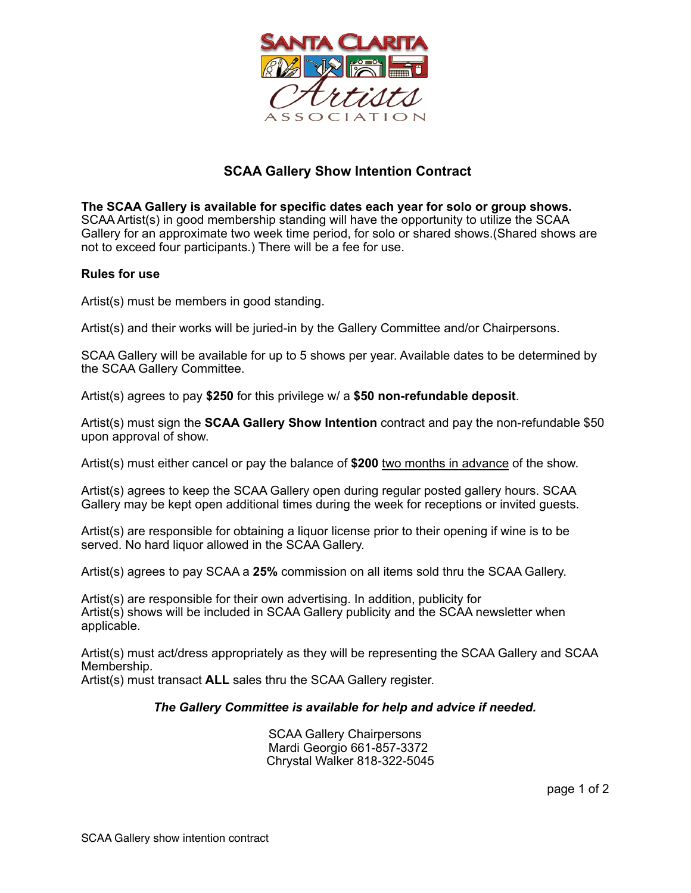SANTA CLARITA

Artists

ASSOCIATION

# SCAA Gallery Show Intention Contract

**The SCAA Gallery is available for specific dates each year for solo or group shows.** SCAA Artist(s) in good membership standing will have the opportunity to utilize the SCAA Gallery for an approximate two week time period, for solo or shared shows.(Shared shows are not to exceed four participants.) There will be a fee for use.

**Rules for use**

Artist(s) must be members in good standing.

Artist(s) and their works will be juried-in by the Gallery Committee and/or Chairpersons.

SCAA Gallery will be available for up to 5 shows per year. Available dates to be determined by the SCAA Gallery Committee.

Artist(s) agrees to pay **$250** for this privilege w/ a **$50 non-refundable deposit**.

Artist(s) must sign the **SCAA Gallery Show Intention** contract and pay the non-refundable $50 upon approval of show.

Artist(s) must either cancel or pay the balance of **$200** <u>two months in advance</u> of the show.

Artist(s) agrees to keep the SCAA Gallery open during regular posted gallery hours. SCAA Gallery may be kept open additional times during the week for receptions or invited guests.

Artist(s) are responsible for obtaining a liquor license prior to their opening if wine is to be served. No hard liquor allowed in the SCAA Gallery.

Artist(s) agrees to pay SCAA a **25%** commission on all items sold thru the SCAA Gallery.

Artist(s) are responsible for their own advertising. In addition, publicity for Artist(s) shows will be included in SCAA Gallery publicity and the SCAA newsletter when applicable.

Artist(s) must act/dress appropriately as they will be representing the SCAA Gallery and SCAA Membership.
Artist(s) must transact **ALL** sales thru the SCAA Gallery register.

***The Gallery Committee is available for help and advice if needed.***

SCAA Gallery Chairpersons
Mardi Georgio 661-857-3372
Chrystal Walker 818-322-5045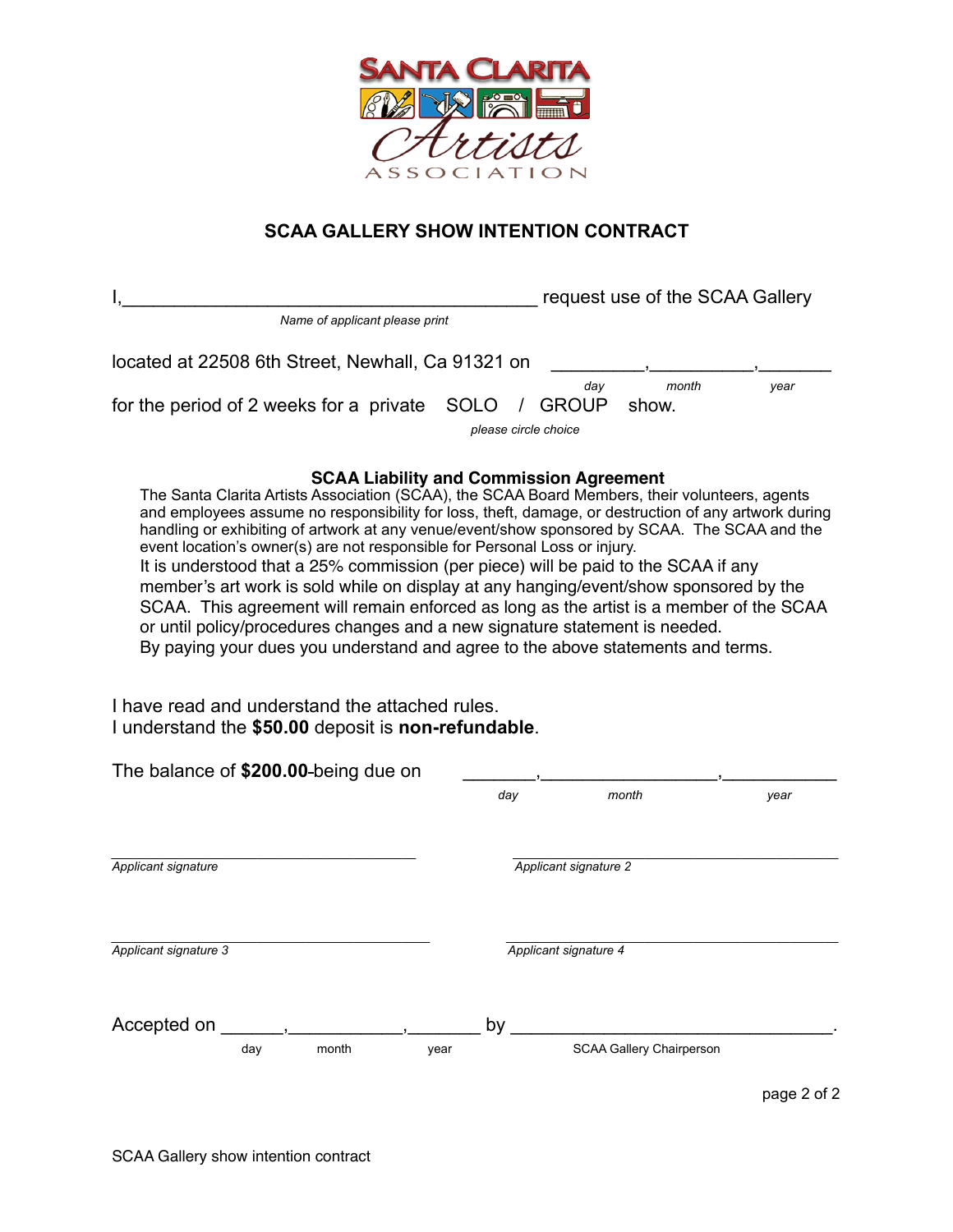SANTA CLARITA Artists ASSOCIATION

## SCAA GALLERY SHOW INTENTION CONTRACT

I,________________________________________ request use of the SCAA Gallery
*Name of applicant please print*

located at 22508 6th Street, Newhall, Ca 91321 on _________,__________,_______
*day month year*

for the period of 2 weeks for a private SOLO / GROUP show.
*please circle choice*

### SCAA Liability and Commission Agreement

The Santa Clarita Artists Association (SCAA), the SCAA Board Members, their volunteers, agents and employees assume no responsibility for loss, theft, damage, or destruction of any artwork during handling or exhibiting of artwork at any venue/event/show sponsored by SCAA. The SCAA and the event location's owner(s) are not responsible for Personal Loss or injury.

It is understood that a 25% commission (per piece) will be paid to the SCAA if any member's art work is sold while on display at any hanging/event/show sponsored by the SCAA. This agreement will remain enforced as long as the artist is a member of the SCAA or until policy/procedures changes and a new signature statement is needed.

By paying your dues you understand and agree to the above statements and terms.

I have read and understand the attached rules.
I understand the **$50.00** deposit is **non-refundable**.

The balance of **$200.00** being due on _______,_________________,___________
*day month year*

___________________________________
*Applicant signature*

___________________________________
*Applicant signature 2*

___________________________________
*Applicant signature 3*

___________________________________
*Applicant signature 4*

Accepted on ______,___________,_______ by _________________________________.
*day month year* *SCAA Gallery Chairperson*